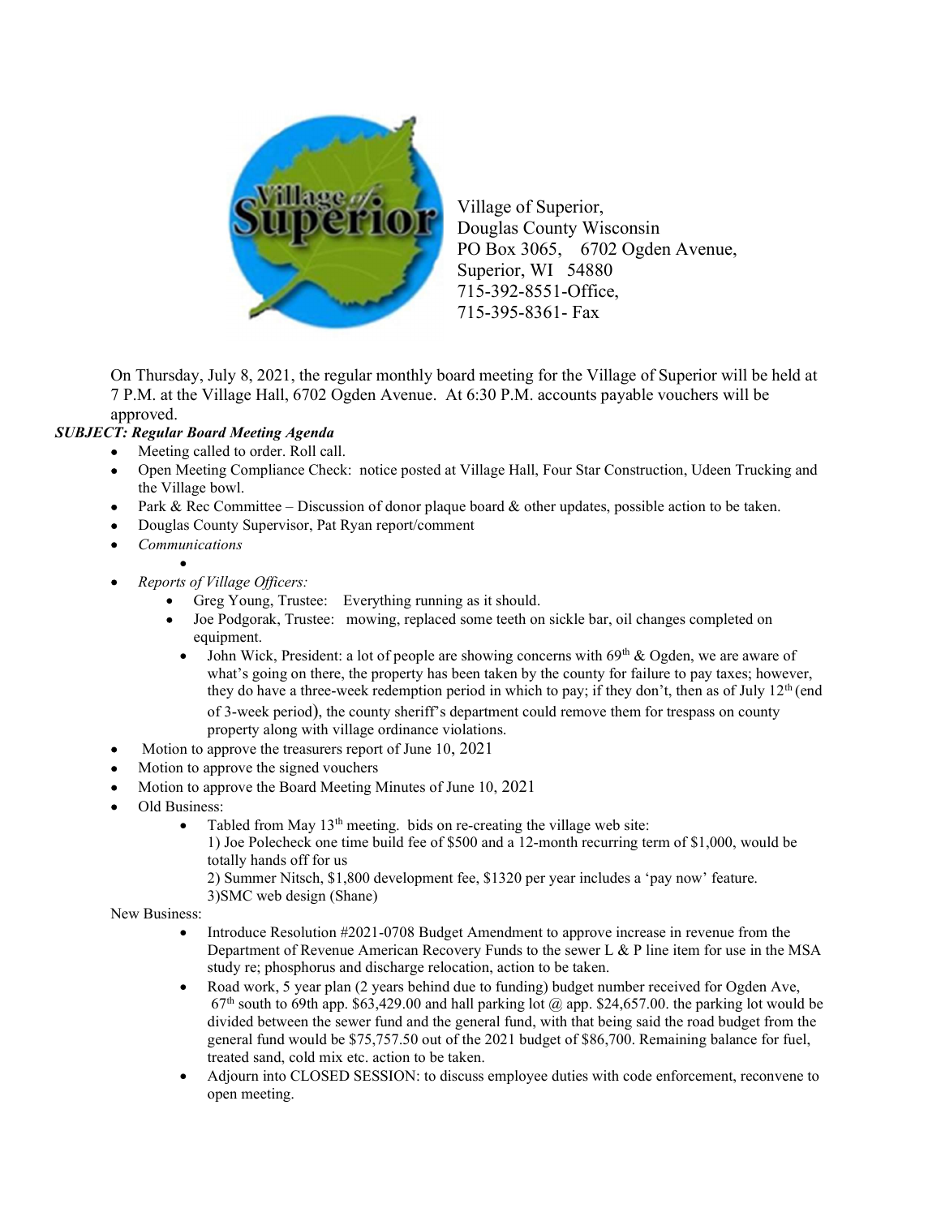Village of Superior,
Douglas County Wisconsin
PO Box 3065, 6702 Ogden Avenue,
Superior, WI 54880
715-392-8551-Office,
715-395-8361- Fax

On Thursday, July 8, 2021, the regular monthly board meeting for the Village of Superior will be held at 7 P.M. at the Village Hall, 6702 Ogden Avenue. At 6:30 P.M. accounts payable vouchers will be approved.

***SUBJECT: Regular Board Meeting Agenda***

- Meeting called to order. Roll call.
- Open Meeting Compliance Check: notice posted at Village Hall, Four Star Construction, Udeen Trucking and the Village bowl.
- Park & Rec Committee – Discussion of donor plaque board & other updates, possible action to be taken.
- Douglas County Supervisor, Pat Ryan report/comment
- *Communications*
  -
- *Reports of Village Officers:*
  - Greg Young, Trustee: Everything running as it should.
  - Joe Podgorak, Trustee: mowing, replaced some teeth on sickle bar, oil changes completed on equipment.
  - John Wick, President: a lot of people are showing concerns with 69th & Ogden, we are aware of what's going on there, the property has been taken by the county for failure to pay taxes; however, they do have a three-week redemption period in which to pay; if they don't, then as of July 12th (end of 3-week period), the county sheriff's department could remove them for trespass on county property along with village ordinance violations.
- Motion to approve the treasurers report of June 10, 2021
- Motion to approve the signed vouchers
- Motion to approve the Board Meeting Minutes of June 10, 2021
- Old Business:
  - Tabled from May 13th meeting. bids on re-creating the village web site:
    1) Joe Polecheck one time build fee of $500 and a 12-month recurring term of $1,000, would be totally hands off for us
    2) Summer Nitsch, $1,800 development fee, $1320 per year includes a 'pay now' feature.
    3)SMC web design (Shane)

New Business:

- Introduce Resolution #2021-0708 Budget Amendment to approve increase in revenue from the Department of Revenue American Recovery Funds to the sewer L & P line item for use in the MSA study re; phosphorus and discharge relocation, action to be taken.
- Road work, 5 year plan (2 years behind due to funding) budget number received for Ogden Ave, 67th south to 69th app. $63,429.00 and hall parking lot @ app. $24,657.00. the parking lot would be divided between the sewer fund and the general fund, with that being said the road budget from the general fund would be $75,757.50 out of the 2021 budget of $86,700. Remaining balance for fuel, treated sand, cold mix etc. action to be taken.
- Adjourn into CLOSED SESSION: to discuss employee duties with code enforcement, reconvene to open meeting.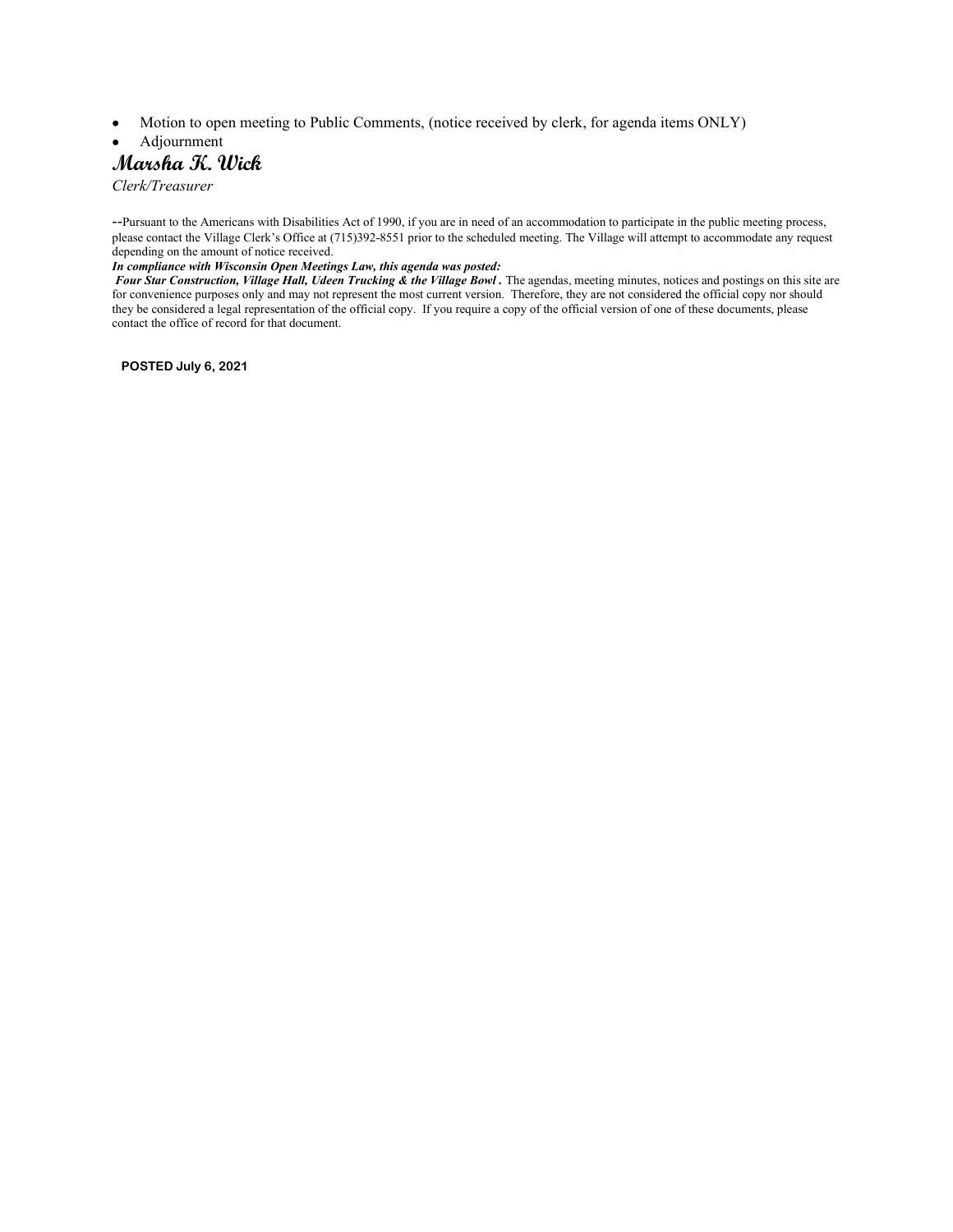- Motion to open meeting to Public Comments, (notice received by clerk, for agenda items ONLY)
- Adjournment

**Marsha K. Wick**

*Clerk/Treasurer*

--Pursuant to the Americans with Disabilities Act of 1990, if you are in need of an accommodation to participate in the public meeting process, please contact the Village Clerk's Office at (715)392-8551 prior to the scheduled meeting. The Village will attempt to accommodate any request depending on the amount of notice received.

***In compliance with Wisconsin Open Meetings Law, this agenda was posted:***

***Four Star Construction, Village Hall, Udeen Trucking & the Village Bowl .*** The agendas, meeting minutes, notices and postings on this site are for convenience purposes only and may not represent the most current version. Therefore, they are not considered the official copy nor should they be considered a legal representation of the official copy. If you require a copy of the official version of one of these documents, please contact the office of record for that document.

**POSTED July 6, 2021**